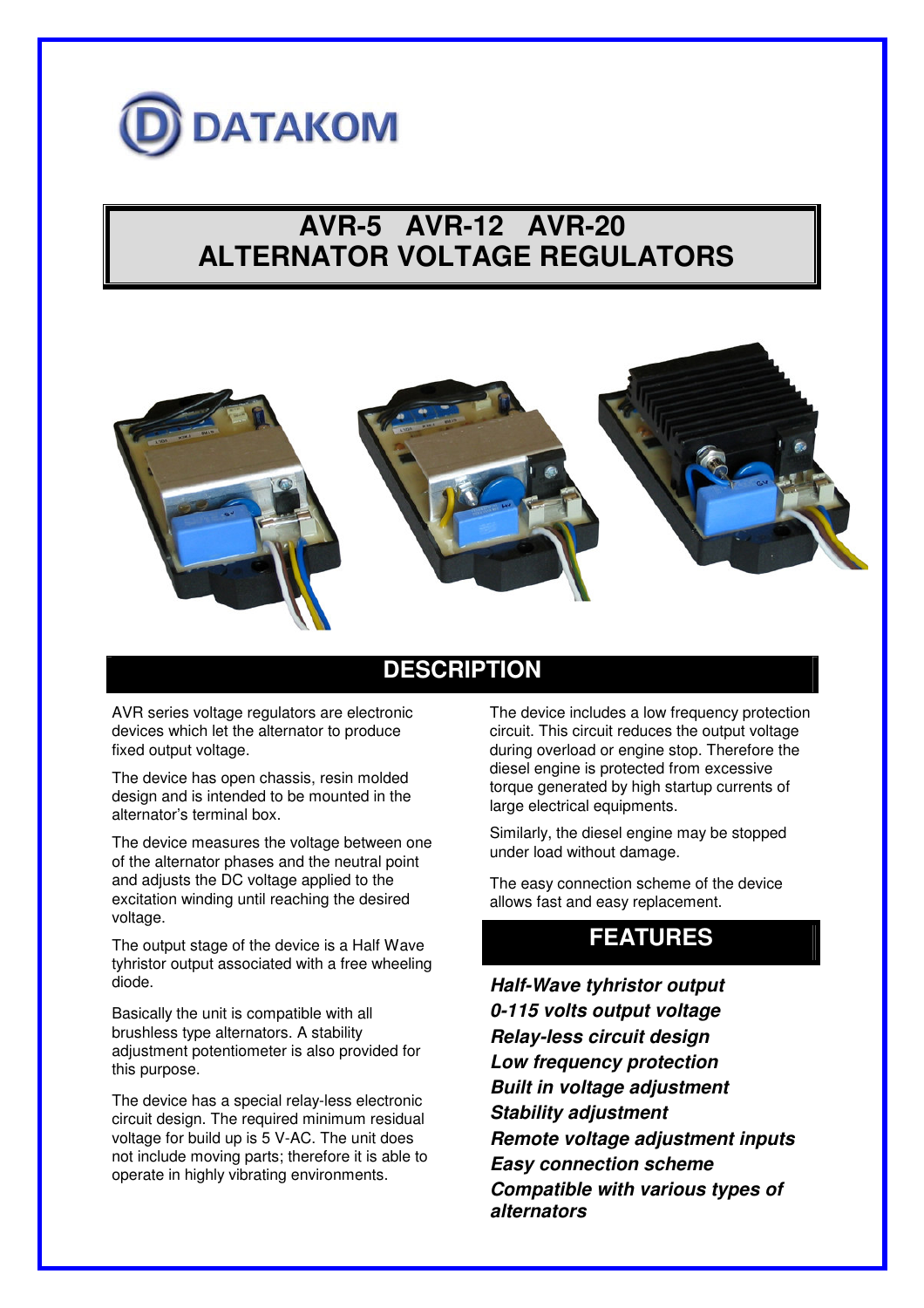DATAKOM

# AVR-5 AVR-12 AVR-20
# ALTERNATOR VOLTAGE REGULATORS

## DESCRIPTION

AVR series voltage regulators are electronic devices which let the alternator to produce fixed output voltage.

The device has open chassis, resin molded design and is intended to be mounted in the alternator's terminal box.

The device measures the voltage between one of the alternator phases and the neutral point and adjusts the DC voltage applied to the excitation winding until reaching the desired voltage.

The output stage of the device is a Half Wave tyhristor output associated with a free wheeling diode.

Basically the unit is compatible with all brushless type alternators. A stability adjustment potentiometer is also provided for this purpose.

The device has a special relay-less electronic circuit design. The required minimum residual voltage for build up is 5 V-AC. The unit does not include moving parts; therefore it is able to operate in highly vibrating environments.

The device includes a low frequency protection circuit. This circuit reduces the output voltage during overload or engine stop. Therefore the diesel engine is protected from excessive torque generated by high startup currents of large electrical equipments.

Similarly, the diesel engine may be stopped under load without damage.

The easy connection scheme of the device allows fast and easy replacement.

## FEATURES

***Half-Wave tyhristor output***
***0-115 volts output voltage***
***Relay-less circuit design***
***Low frequency protection***
***Built in voltage adjustment***
***Stability adjustment***
***Remote voltage adjustment inputs***
***Easy connection scheme***
***Compatible with various types of alternators***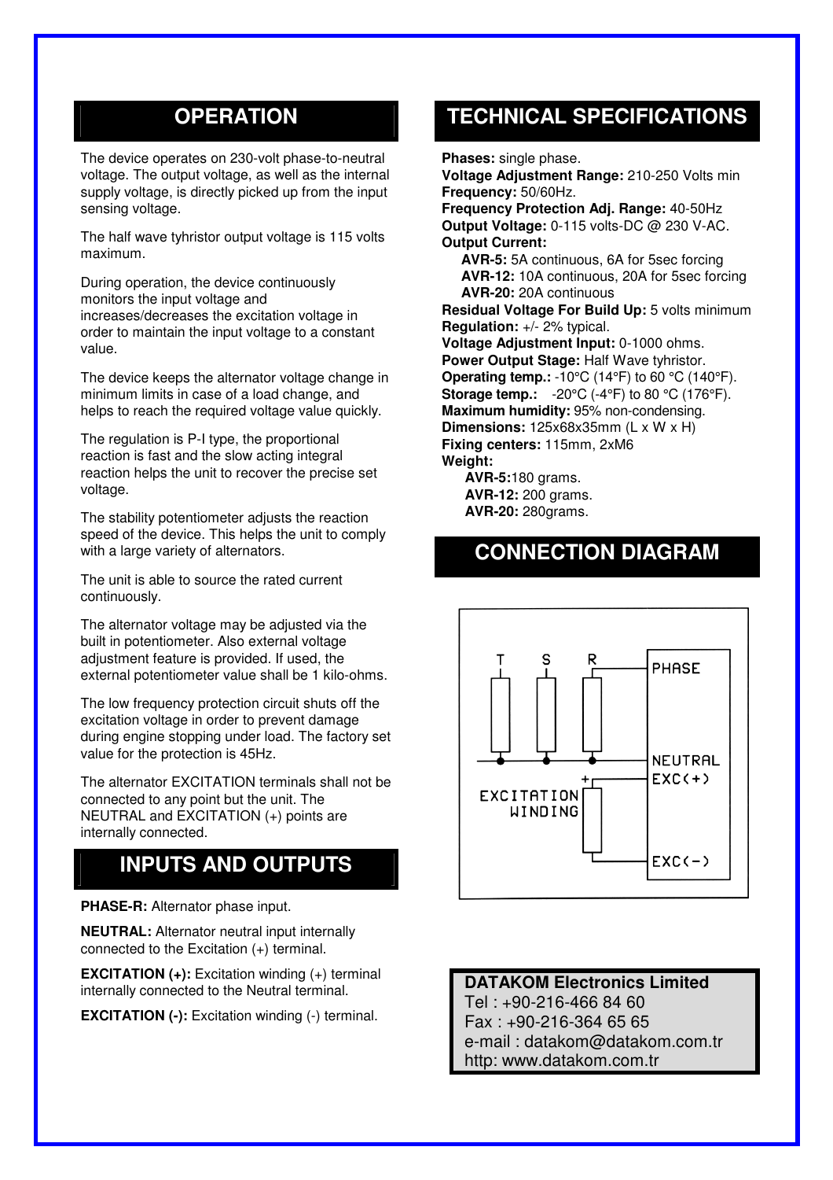## OPERATION

The device operates on 230-volt phase-to-neutral voltage. The output voltage, as well as the internal supply voltage, is directly picked up from the input sensing voltage.

The half wave tyhristor output voltage is 115 volts maximum.

During operation, the device continuously monitors the input voltage and increases/decreases the excitation voltage in order to maintain the input voltage to a constant value.

The device keeps the alternator voltage change in minimum limits in case of a load change, and helps to reach the required voltage value quickly.

The regulation is P-I type, the proportional reaction is fast and the slow acting integral reaction helps the unit to recover the precise set voltage.

The stability potentiometer adjusts the reaction speed of the device. This helps the unit to comply with a large variety of alternators.

The unit is able to source the rated current continuously.

The alternator voltage may be adjusted via the built in potentiometer. Also external voltage adjustment feature is provided. If used, the external potentiometer value shall be 1 kilo-ohms.

The low frequency protection circuit shuts off the excitation voltage in order to prevent damage during engine stopping under load. The factory set value for the protection is 45Hz.

The alternator EXCITATION terminals shall not be connected to any point but the unit. The NEUTRAL and EXCITATION (+) points are internally connected.

## INPUTS AND OUTPUTS

**PHASE-R:** Alternator phase input.

**NEUTRAL:** Alternator neutral input internally connected to the Excitation (+) terminal.

**EXCITATION (+):** Excitation winding (+) terminal internally connected to the Neutral terminal.

**EXCITATION (-):** Excitation winding (-) terminal.

## TECHNICAL SPECIFICATIONS

**Phases:** single phase.
**Voltage Adjustment Range:** 210-250 Volts min
**Frequency:** 50/60Hz.
**Frequency Protection Adj. Range:** 40-50Hz
**Output Voltage:** 0-115 volts-DC @ 230 V-AC.
**Output Current:**
- **AVR-5:** 5A continuous, 6A for 5sec forcing
- **AVR-12:** 10A continuous, 20A for 5sec forcing
- **AVR-20:** 20A continuous

**Residual Voltage For Build Up:** 5 volts minimum
**Regulation:** +/- 2% typical.
**Voltage Adjustment Input:** 0-1000 ohms.
**Power Output Stage:** Half Wave tyhristor.
**Operating temp.:** -10°C (14°F) to 60 °C (140°F).
**Storage temp.:** -20°C (-4°F) to 80 °C (176°F).
**Maximum humidity:** 95% non-condensing.
**Dimensions:** 125x68x35mm (L x W x H)
**Fixing centers:** 115mm, 2xM6
**Weight:**
- **AVR-5:** 180 grams.
- **AVR-12:** 200 grams.
- **AVR-20:** 280grams.

## CONNECTION DIAGRAM

T S R
PHASE
NEUTRAL
EXC(+)
EXCITATION WINDING
+
EXC(-)

**DATAKOM Electronics Limited**
Tel : +90-216-466 84 60
Fax : +90-216-364 65 65
e-mail : datakom@datakom.com.tr
http: www.datakom.com.tr